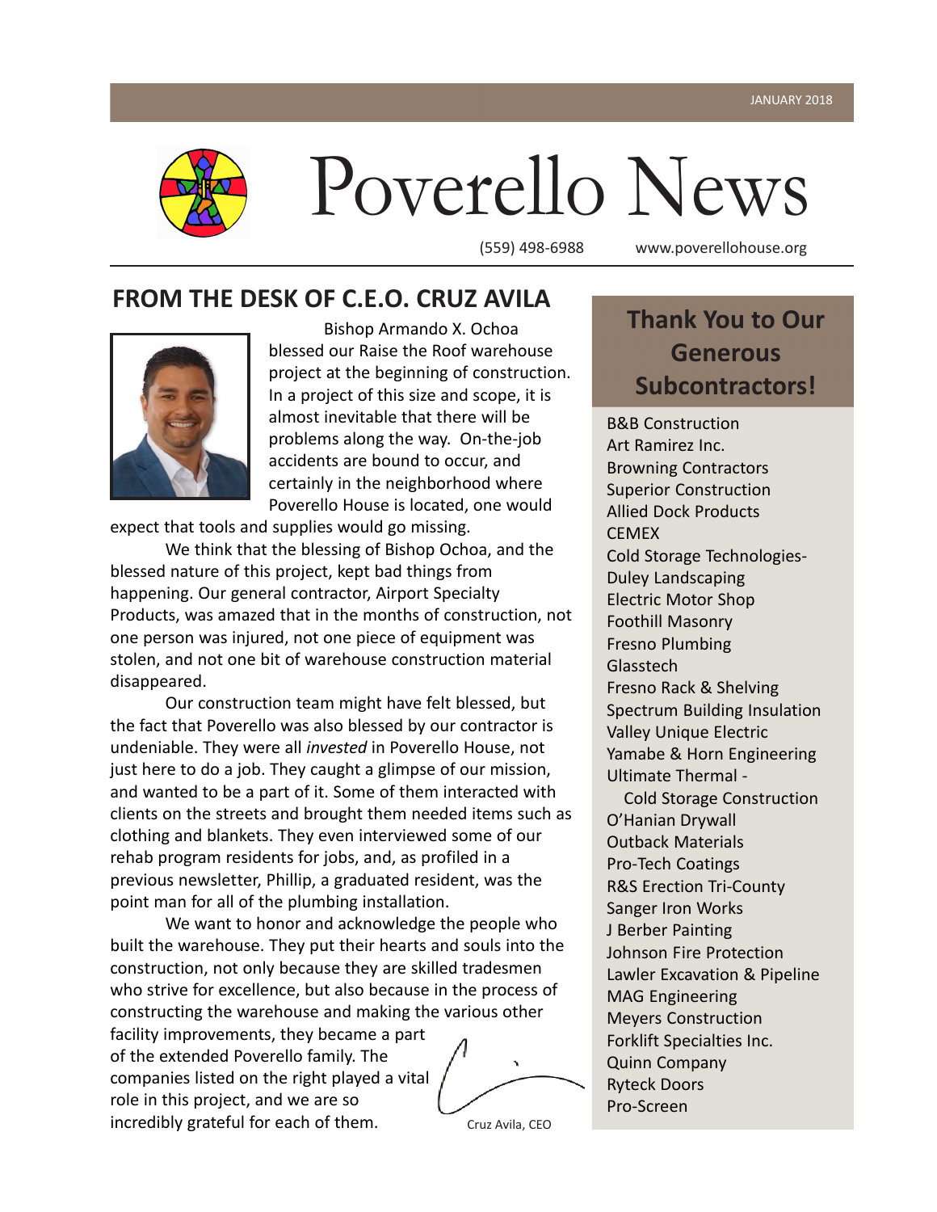JANUARY 2018

# Poverello News

(559) 498-6988 www.poverellohouse.org

## FROM THE DESK OF C.E.O. CRUZ AVILA

Bishop Armando X. Ochoa blessed our Raise the Roof warehouse project at the beginning of construction. In a project of this size and scope, it is almost inevitable that there will be problems along the way. On-the-job accidents are bound to occur, and certainly in the neighborhood where Poverello House is located, one would expect that tools and supplies would go missing.

We think that the blessing of Bishop Ochoa, and the blessed nature of this project, kept bad things from happening. Our general contractor, Airport Specialty Products, was amazed that in the months of construction, not one person was injured, not one piece of equipment was stolen, and not one bit of warehouse construction material disappeared.

Our construction team might have felt blessed, but the fact that Poverello was also blessed by our contractor is undeniable. They were all *invested* in Poverello House, not just here to do a job. They caught a glimpse of our mission, and wanted to be a part of it. Some of them interacted with clients on the streets and brought them needed items such as clothing and blankets. They even interviewed some of our rehab program residents for jobs, and, as profiled in a previous newsletter, Phillip, a graduated resident, was the point man for all of the plumbing installation.

We want to honor and acknowledge the people who built the warehouse. They put their hearts and souls into the construction, not only because they are skilled tradesmen who strive for excellence, but also because in the process of constructing the warehouse and making the various other facility improvements, they became a part of the extended Poverello family. The companies listed on the right played a vital role in this project, and we are so incredibly grateful for each of them.

Cruz Avila, CEO

## Thank You to Our Generous Subcontractors!

B&B Construction
Art Ramirez Inc.
Browning Contractors
Superior Construction
Allied Dock Products
CEMEX
Cold Storage Technologies-
Duley Landscaping
Electric Motor Shop
Foothill Masonry
Fresno Plumbing
Glasstech
Fresno Rack & Shelving
Spectrum Building Insulation
Valley Unique Electric
Yamabe & Horn Engineering
Ultimate Thermal - Cold Storage Construction
O'Hanian Drywall
Outback Materials
Pro-Tech Coatings
R&S Erection Tri-County
Sanger Iron Works
J Berber Painting
Johnson Fire Protection
Lawler Excavation & Pipeline
MAG Engineering
Meyers Construction
Forklift Specialties Inc.
Quinn Company
Ryteck Doors
Pro-Screen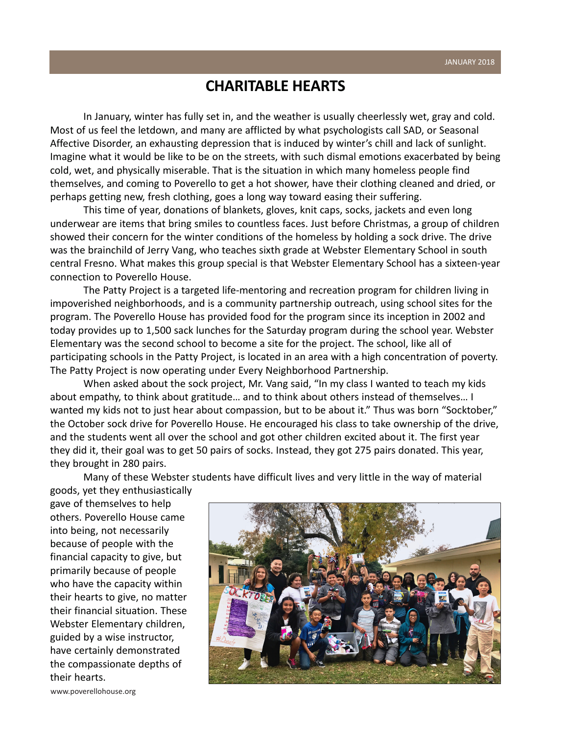# CHARITABLE HEARTS

In January, winter has fully set in, and the weather is usually cheerlessly wet, gray and cold. Most of us feel the letdown, and many are afflicted by what psychologists call SAD, or Seasonal Affective Disorder, an exhausting depression that is induced by winter's chill and lack of sunlight. Imagine what it would be like to be on the streets, with such dismal emotions exacerbated by being cold, wet, and physically miserable. That is the situation in which many homeless people find themselves, and coming to Poverello to get a hot shower, have their clothing cleaned and dried, or perhaps getting new, fresh clothing, goes a long way toward easing their suffering.

This time of year, donations of blankets, gloves, knit caps, socks, jackets and even long underwear are items that bring smiles to countless faces. Just before Christmas, a group of children showed their concern for the winter conditions of the homeless by holding a sock drive. The drive was the brainchild of Jerry Vang, who teaches sixth grade at Webster Elementary School in south central Fresno. What makes this group special is that Webster Elementary School has a sixteen-year connection to Poverello House.

The Patty Project is a targeted life-mentoring and recreation program for children living in impoverished neighborhoods, and is a community partnership outreach, using school sites for the program. The Poverello House has provided food for the program since its inception in 2002 and today provides up to 1,500 sack lunches for the Saturday program during the school year. Webster Elementary was the second school to become a site for the project. The school, like all of participating schools in the Patty Project, is located in an area with a high concentration of poverty. The Patty Project is now operating under Every Neighborhood Partnership.

When asked about the sock project, Mr. Vang said, "In my class I wanted to teach my kids about empathy, to think about gratitude… and to think about others instead of themselves… I wanted my kids not to just hear about compassion, but to be about it." Thus was born "Socktober," the October sock drive for Poverello House. He encouraged his class to take ownership of the drive, and the students went all over the school and got other children excited about it. The first year they did it, their goal was to get 50 pairs of socks. Instead, they got 275 pairs donated. This year, they brought in 280 pairs.

Many of these Webster students have difficult lives and very little in the way of material goods, yet they enthusiastically gave of themselves to help others. Poverello House came into being, not necessarily because of people with the financial capacity to give, but primarily because of people who have the capacity within their hearts to give, no matter their financial situation. These Webster Elementary children, guided by a wise instructor, have certainly demonstrated the compassionate depths of their hearts.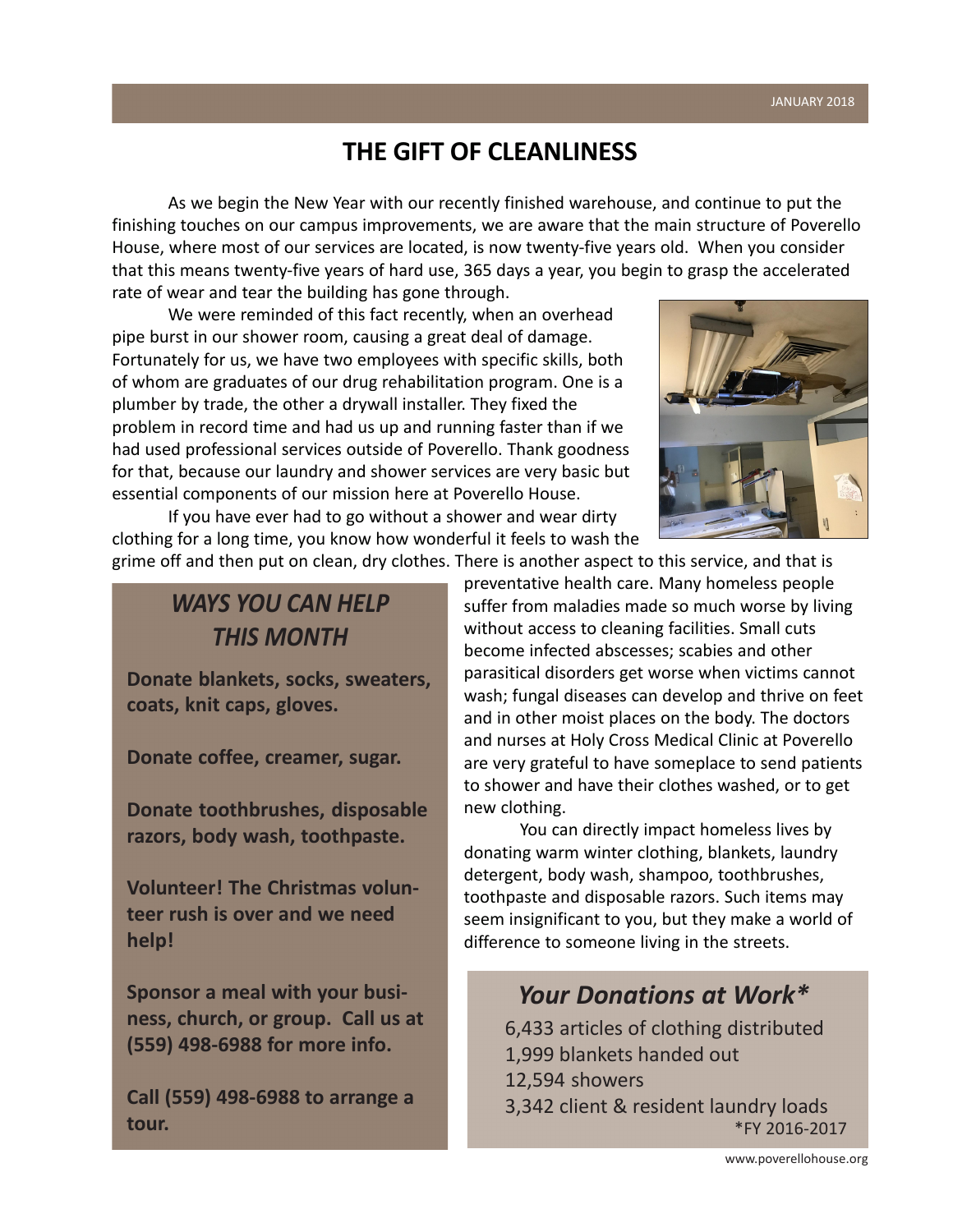JANUARY 2018

# THE GIFT OF CLEANLINESS

As we begin the New Year with our recently finished warehouse, and continue to put the finishing touches on our campus improvements, we are aware that the main structure of Poverello House, where most of our services are located, is now twenty-five years old. When you consider that this means twenty-five years of hard use, 365 days a year, you begin to grasp the accelerated rate of wear and tear the building has gone through.

We were reminded of this fact recently, when an overhead pipe burst in our shower room, causing a great deal of damage. Fortunately for us, we have two employees with specific skills, both of whom are graduates of our drug rehabilitation program. One is a plumber by trade, the other a drywall installer. They fixed the problem in record time and had us up and running faster than if we had used professional services outside of Poverello. Thank goodness for that, because our laundry and shower services are very basic but essential components of our mission here at Poverello House.

If you have ever had to go without a shower and wear dirty clothing for a long time, you know how wonderful it feels to wash the grime off and then put on clean, dry clothes. There is another aspect to this service, and that is preventative health care. Many homeless people suffer from maladies made so much worse by living without access to cleaning facilities. Small cuts become infected abscesses; scabies and other parasitical disorders get worse when victims cannot wash; fungal diseases can develop and thrive on feet and in other moist places on the body. The doctors and nurses at Holy Cross Medical Clinic at Poverello are very grateful to have someplace to send patients to shower and have their clothes washed, or to get new clothing.

You can directly impact homeless lives by donating warm winter clothing, blankets, laundry detergent, body wash, shampoo, toothbrushes, toothpaste and disposable razors. Such items may seem insignificant to you, but they make a world of difference to someone living in the streets.

## *WAYS YOU CAN HELP THIS MONTH*

**Donate blankets, socks, sweaters, coats, knit caps, gloves.**

**Donate coffee, creamer, sugar.**

**Donate toothbrushes, disposable razors, body wash, toothpaste.**

**Volunteer! The Christmas volunteer rush is over and we need help!**

**Sponsor a meal with your business, church, or group. Call us at (559) 498-6988 for more info.**

**Call (559) 498-6988 to arrange a tour.**

## *Your Donations at Work**

6,433 articles of clothing distributed
1,999 blankets handed out
12,594 showers
3,342 client & resident laundry loads

*FY 2016-2017

www.poverellohouse.org